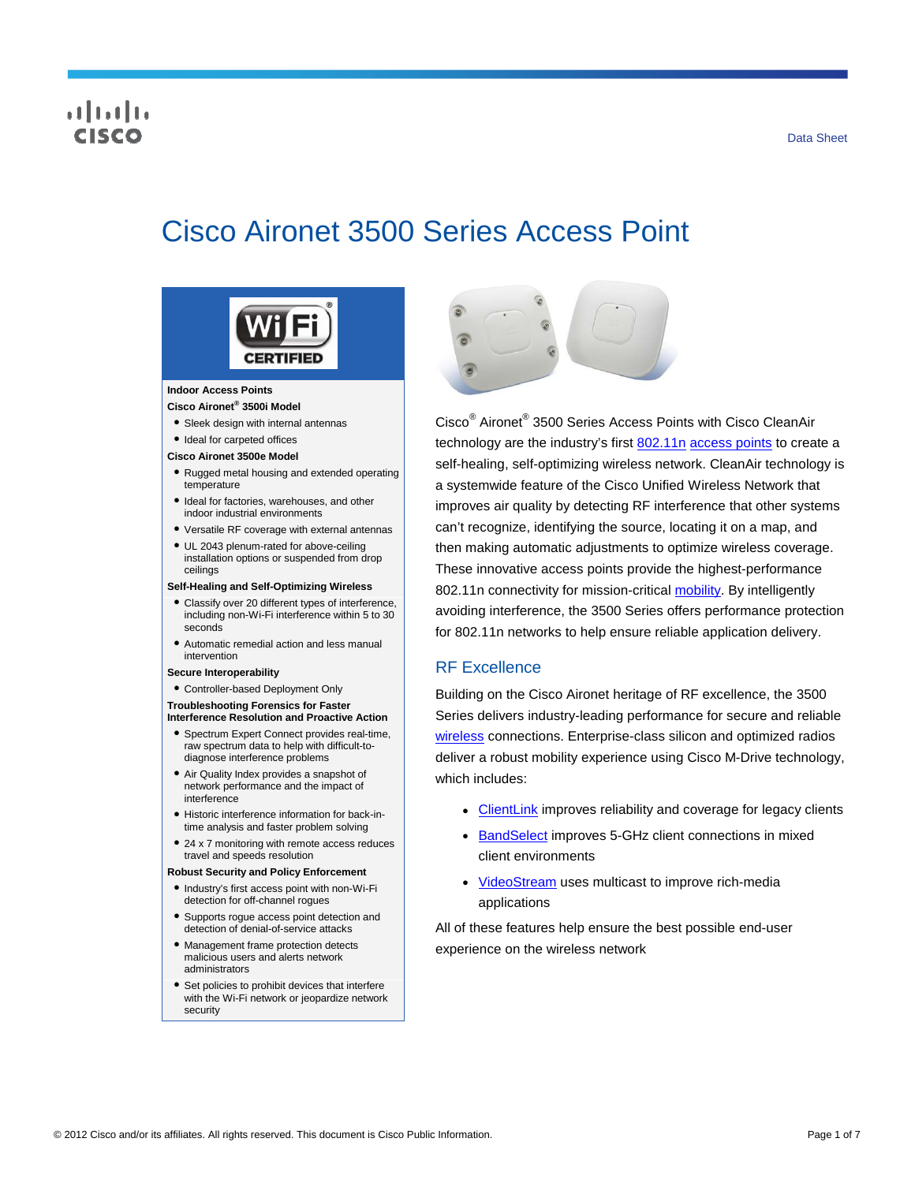Data Sheet

# Cisco Aironet 3500 Series Access Point

**Indoor Access Points**

**Cisco Aironet® 3500i Model**

- Sleek design with internal antennas
- Ideal for carpeted offices

**Cisco Aironet 3500e Model**

- Rugged metal housing and extended operating temperature
- Ideal for factories, warehouses, and other indoor industrial environments
- Versatile RF coverage with external antennas
- UL 2043 plenum-rated for above-ceiling installation options or suspended from drop ceilings

**Self-Healing and Self-Optimizing Wireless**

- Classify over 20 different types of interference, including non-Wi-Fi interference within 5 to 30 seconds
- Automatic remedial action and less manual intervention

**Secure Interoperability**

- Controller-based Deployment Only

**Troubleshooting Forensics for Faster Interference Resolution and Proactive Action**

- Spectrum Expert Connect provides real-time, raw spectrum data to help with difficult-to-diagnose interference problems
- Air Quality Index provides a snapshot of network performance and the impact of interference
- Historic interference information for back-in-time analysis and faster problem solving
- 24 x 7 monitoring with remote access reduces travel and speeds resolution

**Robust Security and Policy Enforcement**

- Industry's first access point with non-Wi-Fi detection for off-channel rogues
- Supports rogue access point detection and detection of denial-of-service attacks
- Management frame protection detects malicious users and alerts network administrators
- Set policies to prohibit devices that interfere with the Wi-Fi network or jeopardize network security

Cisco® Aironet® 3500 Series Access Points with Cisco CleanAir technology are the industry's first 802.11n access points to create a self-healing, self-optimizing wireless network. CleanAir technology is a systemwide feature of the Cisco Unified Wireless Network that improves air quality by detecting RF interference that other systems can't recognize, identifying the source, locating it on a map, and then making automatic adjustments to optimize wireless coverage. These innovative access points provide the highest-performance 802.11n connectivity for mission-critical mobility. By intelligently avoiding interference, the 3500 Series offers performance protection for 802.11n networks to help ensure reliable application delivery.

## RF Excellence

Building on the Cisco Aironet heritage of RF excellence, the 3500 Series delivers industry-leading performance for secure and reliable wireless connections. Enterprise-class silicon and optimized radios deliver a robust mobility experience using Cisco M-Drive technology, which includes:

- ClientLink improves reliability and coverage for legacy clients
- BandSelect improves 5-GHz client connections in mixed client environments
- VideoStream uses multicast to improve rich-media applications

All of these features help ensure the best possible end-user experience on the wireless network

© 2012 Cisco and/or its affiliates. All rights reserved. This document is Cisco Public Information.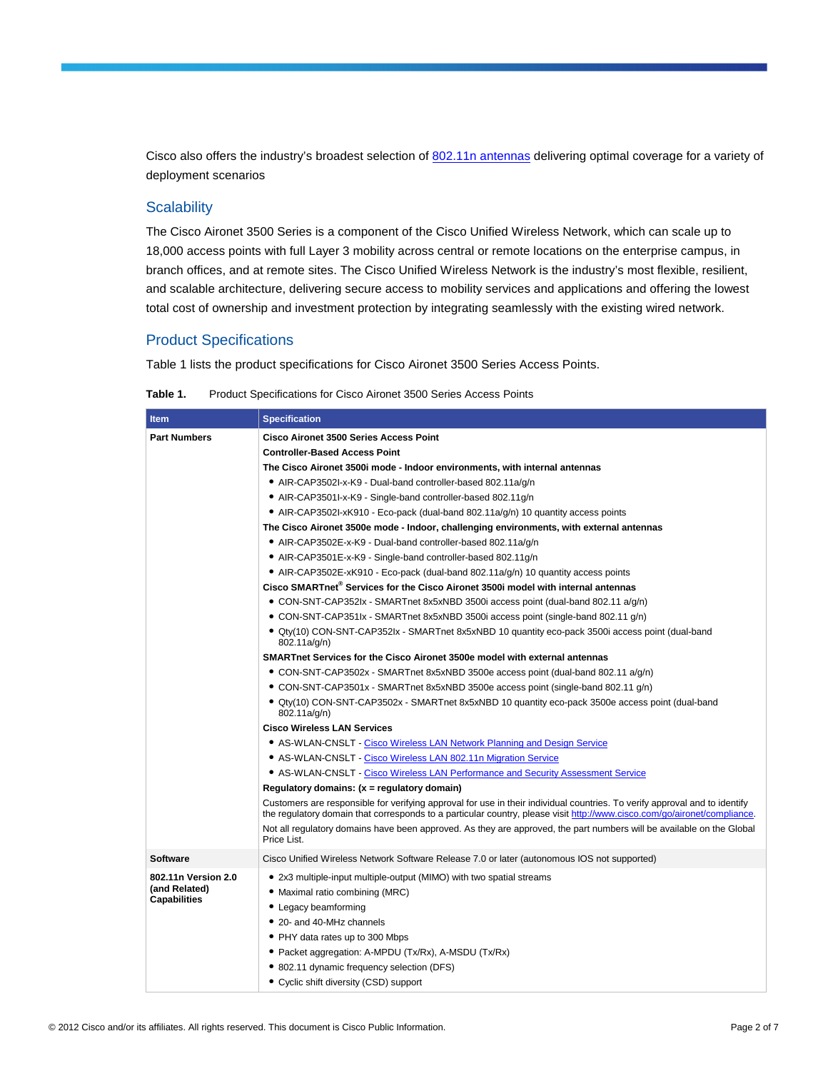Cisco also offers the industry's broadest selection of [802.11n antennas](#) delivering optimal coverage for a variety of deployment scenarios

## Scalability

The Cisco Aironet 3500 Series is a component of the Cisco Unified Wireless Network, which can scale up to 18,000 access points with full Layer 3 mobility across central or remote locations on the enterprise campus, in branch offices, and at remote sites. The Cisco Unified Wireless Network is the industry's most flexible, resilient, and scalable architecture, delivering secure access to mobility services and applications and offering the lowest total cost of ownership and investment protection by integrating seamlessly with the existing wired network.

## Product Specifications

Table 1 lists the product specifications for Cisco Aironet 3500 Series Access Points.

**Table 1.** Product Specifications for Cisco Aironet 3500 Series Access Points

| Item | Specification |
|---|---|
| **Part Numbers** | **Cisco Aironet 3500 Series Access Point**<br>**Controller-Based Access Point**<br>**The Cisco Aironet 3500i mode - Indoor environments, with internal antennas**<br>• AIR-CAP3502I-x-K9 - Dual-band controller-based 802.11a/g/n<br>• AIR-CAP3501I-x-K9 - Single-band controller-based 802.11g/n<br>• AIR-CAP3502I-xK910 - Eco-pack (dual-band 802.11a/g/n) 10 quantity access points<br>**The Cisco Aironet 3500e mode - Indoor, challenging environments, with external antennas**<br>• AIR-CAP3502E-x-K9 - Dual-band controller-based 802.11a/g/n<br>• AIR-CAP3501E-x-K9 - Single-band controller-based 802.11g/n<br>• AIR-CAP3502E-xK910 - Eco-pack (dual-band 802.11a/g/n) 10 quantity access points<br>**Cisco SMARTnet® Services for the Cisco Aironet 3500i model with internal antennas**<br>• CON-SNT-CAP352Ix - SMARTnet 8x5xNBD 3500i access point (dual-band 802.11 a/g/n)<br>• CON-SNT-CAP351Ix - SMARTnet 8x5xNBD 3500i access point (single-band 802.11 g/n)<br>• Qty(10) CON-SNT-CAP352Ix - SMARTnet 8x5xNBD 10 quantity eco-pack 3500i access point (dual-band 802.11a/g/n)<br>**SMARTnet Services for the Cisco Aironet 3500e model with external antennas**<br>• CON-SNT-CAP3502x - SMARTnet 8x5xNBD 3500e access point (dual-band 802.11 a/g/n)<br>• CON-SNT-CAP3501x - SMARTnet 8x5xNBD 3500e access point (single-band 802.11 g/n)<br>• Qty(10) CON-SNT-CAP3502x - SMARTnet 8x5xNBD 10 quantity eco-pack 3500e access point (dual-band 802.11a/g/n)<br>**Cisco Wireless LAN Services**<br>• AS-WLAN-CNSLT - Cisco Wireless LAN Network Planning and Design Service<br>• AS-WLAN-CNSLT - Cisco Wireless LAN 802.11n Migration Service<br>• AS-WLAN-CNSLT - Cisco Wireless LAN Performance and Security Assessment Service<br>**Regulatory domains: (x = regulatory domain)**<br>Customers are responsible for verifying approval for use in their individual countries. To verify approval and to identify the regulatory domain that corresponds to a particular country, please visit http://www.cisco.com/go/aironet/compliance.<br>Not all regulatory domains have been approved. As they are approved, the part numbers will be available on the Global Price List. |
| **Software** | Cisco Unified Wireless Network Software Release 7.0 or later (autonomous IOS not supported) |
| **802.11n Version 2.0 (and Related) Capabilities** | • 2x3 multiple-input multiple-output (MIMO) with two spatial streams<br>• Maximal ratio combining (MRC)<br>• Legacy beamforming<br>• 20- and 40-MHz channels<br>• PHY data rates up to 300 Mbps<br>• Packet aggregation: A-MPDU (Tx/Rx), A-MSDU (Tx/Rx)<br>• 802.11 dynamic frequency selection (DFS)<br>• Cyclic shift diversity (CSD) support |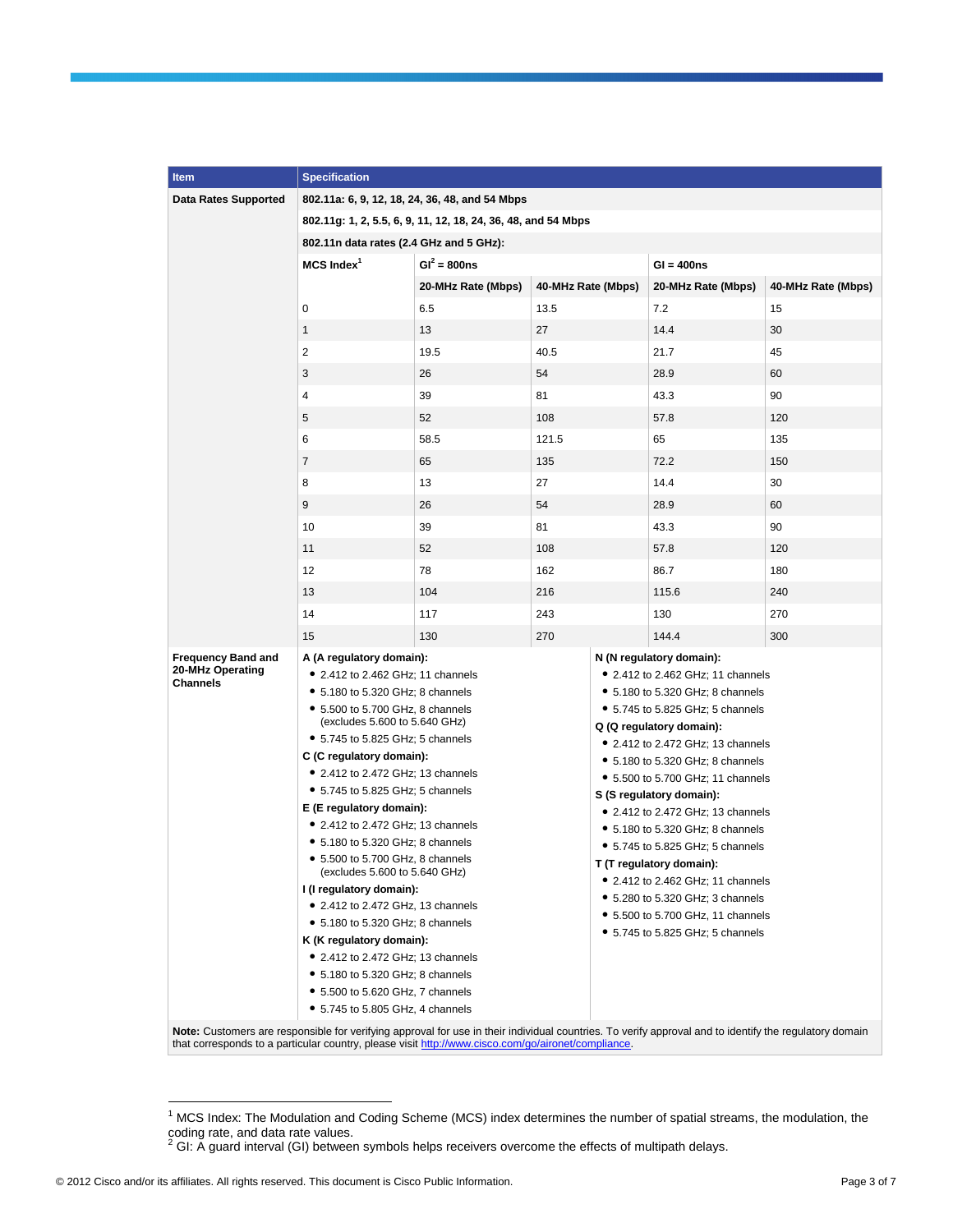| Item | Specification | | | | |
|---|---|---|---|---|---|
| **Data Rates Supported** | **802.11a: 6, 9, 12, 18, 24, 36, 48, and 54 Mbps** | | | | |
| | **802.11g: 1, 2, 5.5, 6, 9, 11, 12, 18, 24, 36, 48, and 54 Mbps** | | | | |
| | **802.11n data rates (2.4 GHz and 5 GHz):** | | | | |
| | **MCS Index**[1] | **GI**[2] **= 800ns** | | **GI = 400ns** | |
| | | **20-MHz Rate (Mbps)** | **40-MHz Rate (Mbps)** | **20-MHz Rate (Mbps)** | **40-MHz Rate (Mbps)** |
| | 0 | 6.5 | 13.5 | 7.2 | 15 |
| | 1 | 13 | 27 | 14.4 | 30 |
| | 2 | 19.5 | 40.5 | 21.7 | 45 |
| | 3 | 26 | 54 | 28.9 | 60 |
| | 4 | 39 | 81 | 43.3 | 90 |
| | 5 | 52 | 108 | 57.8 | 120 |
| | 6 | 58.5 | 121.5 | 65 | 135 |
| | 7 | 65 | 135 | 72.2 | 150 |
| | 8 | 13 | 27 | 14.4 | 30 |
| | 9 | 26 | 54 | 28.9 | 60 |
| | 10 | 39 | 81 | 43.3 | 90 |
| | 11 | 52 | 108 | 57.8 | 120 |
| | 12 | 78 | 162 | 86.7 | 180 |
| | 13 | 104 | 216 | 115.6 | 240 |
| | 14 | 117 | 243 | 130 | 270 |
| | 15 | 130 | 270 | 144.4 | 300 |
| **Frequency Band and 20-MHz Operating Channels** | **A (A regulatory domain):**<br>• 2.412 to 2.462 GHz; 11 channels<br>• 5.180 to 5.320 GHz; 8 channels<br>• 5.500 to 5.700 GHz, 8 channels (excludes 5.600 to 5.640 GHz)<br>• 5.745 to 5.825 GHz; 5 channels<br>**C (C regulatory domain):**<br>• 2.412 to 2.472 GHz; 13 channels<br>• 5.745 to 5.825 GHz; 5 channels<br>**E (E regulatory domain):**<br>• 2.412 to 2.472 GHz; 13 channels<br>• 5.180 to 5.320 GHz; 8 channels<br>• 5.500 to 5.700 GHz, 8 channels (excludes 5.600 to 5.640 GHz)<br>**I (I regulatory domain):**<br>• 2.412 to 2.472 GHz, 13 channels<br>• 5.180 to 5.320 GHz; 8 channels<br>**K (K regulatory domain):**<br>• 2.412 to 2.472 GHz; 13 channels<br>• 5.180 to 5.320 GHz; 8 channels<br>• 5.500 to 5.620 GHz, 7 channels<br>• 5.745 to 5.805 GHz, 4 channels | | | **N (N regulatory domain):**<br>• 2.412 to 2.462 GHz; 11 channels<br>• 5.180 to 5.320 GHz; 8 channels<br>• 5.745 to 5.825 GHz; 5 channels<br>**Q (Q regulatory domain):**<br>• 2.412 to 2.472 GHz; 13 channels<br>• 5.180 to 5.320 GHz; 8 channels<br>• 5.500 to 5.700 GHz; 11 channels<br>**S (S regulatory domain):**<br>• 2.412 to 2.472 GHz; 13 channels<br>• 5.180 to 5.320 GHz; 8 channels<br>• 5.745 to 5.825 GHz; 5 channels<br>**T (T regulatory domain):**<br>• 2.412 to 2.462 GHz; 11 channels<br>• 5.280 to 5.320 GHz; 3 channels<br>• 5.500 to 5.700 GHz, 11 channels<br>• 5.745 to 5.825 GHz; 5 channels | |

**Note:** Customers are responsible for verifying approval for use in their individual countries. To verify approval and to identify the regulatory domain that corresponds to a particular country, please visit http://www.cisco.com/go/aironet/compliance.

[1] MCS Index: The Modulation and Coding Scheme (MCS) index determines the number of spatial streams, the modulation, the coding rate, and data rate values.

[2] GI: A guard interval (GI) between symbols helps receivers overcome the effects of multipath delays.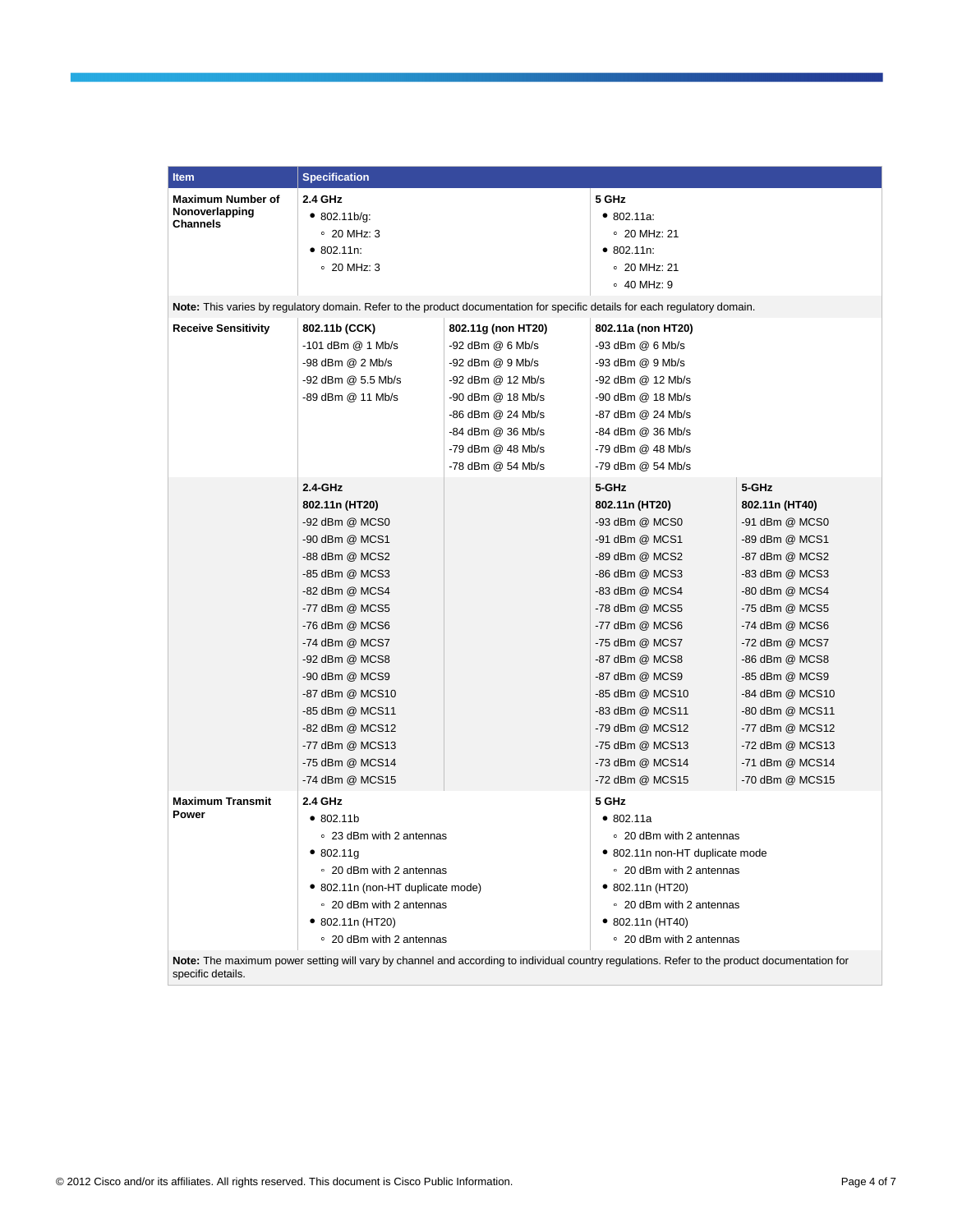| Item | Specification | | | |
|---|---|---|---|---|
| **Maximum Number of Nonoverlapping Channels** | **2.4 GHz**<br>• 802.11b/g:<br>◦ 20 MHz: 3<br>• 802.11n:<br>◦ 20 MHz: 3 | | **5 GHz**<br>• 802.11a:<br>◦ 20 MHz: 21<br>• 802.11n:<br>◦ 20 MHz: 21<br>◦ 40 MHz: 9 | |
| **Note:** This varies by regulatory domain. Refer to the product documentation for specific details for each regulatory domain. | | | | |
| **Receive Sensitivity** | **802.11b (CCK)**<br>-101 dBm @ 1 Mb/s<br>-98 dBm @ 2 Mb/s<br>-92 dBm @ 5.5 Mb/s<br>-89 dBm @ 11 Mb/s | **802.11g (non HT20)**<br>-92 dBm @ 6 Mb/s<br>-92 dBm @ 9 Mb/s<br>-92 dBm @ 12 Mb/s<br>-90 dBm @ 18 Mb/s<br>-86 dBm @ 24 Mb/s<br>-84 dBm @ 36 Mb/s<br>-79 dBm @ 48 Mb/s<br>-78 dBm @ 54 Mb/s | **802.11a (non HT20)**<br>-93 dBm @ 6 Mb/s<br>-93 dBm @ 9 Mb/s<br>-92 dBm @ 12 Mb/s<br>-90 dBm @ 18 Mb/s<br>-87 dBm @ 24 Mb/s<br>-84 dBm @ 36 Mb/s<br>-79 dBm @ 48 Mb/s<br>-79 dBm @ 54 Mb/s | |
| | **2.4-GHz**<br>**802.11n (HT20)**<br>-92 dBm @ MCS0<br>-90 dBm @ MCS1<br>-88 dBm @ MCS2<br>-85 dBm @ MCS3<br>-82 dBm @ MCS4<br>-77 dBm @ MCS5<br>-76 dBm @ MCS6<br>-74 dBm @ MCS7<br>-92 dBm @ MCS8<br>-90 dBm @ MCS9<br>-87 dBm @ MCS10<br>-85 dBm @ MCS11<br>-82 dBm @ MCS12<br>-77 dBm @ MCS13<br>-75 dBm @ MCS14<br>-74 dBm @ MCS15 | | **5-GHz**<br>**802.11n (HT20)**<br>-93 dBm @ MCS0<br>-91 dBm @ MCS1<br>-89 dBm @ MCS2<br>-86 dBm @ MCS3<br>-83 dBm @ MCS4<br>-78 dBm @ MCS5<br>-77 dBm @ MCS6<br>-75 dBm @ MCS7<br>-87 dBm @ MCS8<br>-87 dBm @ MCS9<br>-85 dBm @ MCS10<br>-83 dBm @ MCS11<br>-79 dBm @ MCS12<br>-75 dBm @ MCS13<br>-73 dBm @ MCS14<br>-72 dBm @ MCS15 | **5-GHz**<br>**802.11n (HT40)**<br>-91 dBm @ MCS0<br>-89 dBm @ MCS1<br>-87 dBm @ MCS2<br>-83 dBm @ MCS3<br>-80 dBm @ MCS4<br>-75 dBm @ MCS5<br>-74 dBm @ MCS6<br>-72 dBm @ MCS7<br>-86 dBm @ MCS8<br>-85 dBm @ MCS9<br>-84 dBm @ MCS10<br>-80 dBm @ MCS11<br>-77 dBm @ MCS12<br>-72 dBm @ MCS13<br>-71 dBm @ MCS14<br>-70 dBm @ MCS15 |
| **Maximum Transmit Power** | **2.4 GHz**<br>• 802.11b<br>◦ 23 dBm with 2 antennas<br>• 802.11g<br>◦ 20 dBm with 2 antennas<br>• 802.11n (non-HT duplicate mode)<br>◦ 20 dBm with 2 antennas<br>• 802.11n (HT20)<br>◦ 20 dBm with 2 antennas | | **5 GHz**<br>• 802.11a<br>◦ 20 dBm with 2 antennas<br>• 802.11n non-HT duplicate mode<br>◦ 20 dBm with 2 antennas<br>• 802.11n (HT20)<br>◦ 20 dBm with 2 antennas<br>• 802.11n (HT40)<br>◦ 20 dBm with 2 antennas | |
| **Note:** The maximum power setting will vary by channel and according to individual country regulations. Refer to the product documentation for specific details. | | | | |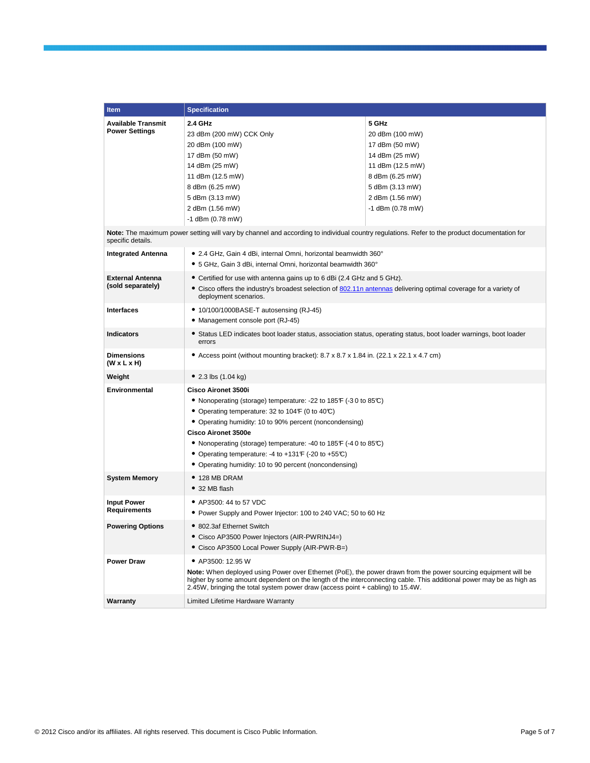| Item | Specification | |
|---|---|---|
| **Available Transmit Power Settings** | **2.4 GHz**<br>23 dBm (200 mW) CCK Only<br>20 dBm (100 mW)<br>17 dBm (50 mW)<br>14 dBm (25 mW)<br>11 dBm (12.5 mW)<br>8 dBm (6.25 mW)<br>5 dBm (3.13 mW)<br>2 dBm (1.56 mW)<br>-1 dBm (0.78 mW) | **5 GHz**<br>20 dBm (100 mW)<br>17 dBm (50 mW)<br>14 dBm (25 mW)<br>11 dBm (12.5 mW)<br>8 dBm (6.25 mW)<br>5 dBm (3.13 mW)<br>2 dBm (1.56 mW)<br>-1 dBm (0.78 mW) |
| **Note:** The maximum power setting will vary by channel and according to individual country regulations. Refer to the product documentation for specific details. | | |
| **Integrated Antenna** | • 2.4 GHz, Gain 4 dBi, internal Omni, horizontal beamwidth 360°<br>• 5 GHz, Gain 3 dBi, internal Omni, horizontal beamwidth 360° | |
| **External Antenna (sold separately)** | • Certified for use with antenna gains up to 6 dBi (2.4 GHz and 5 GHz).<br>• Cisco offers the industry's broadest selection of 802.11n antennas delivering optimal coverage for a variety of deployment scenarios. | |
| **Interfaces** | • 10/100/1000BASE-T autosensing (RJ-45)<br>• Management console port (RJ-45) | |
| **Indicators** | • Status LED indicates boot loader status, association status, operating status, boot loader warnings, boot loader errors | |
| **Dimensions (W x L x H)** | • Access point (without mounting bracket): 8.7 x 8.7 x 1.84 in. (22.1 x 22.1 x 4.7 cm) | |
| **Weight** | • 2.3 lbs (1.04 kg) | |
| **Environmental** | **Cisco Aironet 3500i**<br>• Nonoperating (storage) temperature: -22 to 185°F (-30 to 85°C)<br>• Operating temperature: 32 to 104°F (0 to 40°C)<br>• Operating humidity: 10 to 90% percent (noncondensing)<br>**Cisco Aironet 3500e**<br>• Nonoperating (storage) temperature: -40 to 185°F (-40 to 85°C)<br>• Operating temperature: -4 to +131°F (-20 to +55°C)<br>• Operating humidity: 10 to 90 percent (noncondensing) | |
| **System Memory** | • 128 MB DRAM<br>• 32 MB flash | |
| **Input Power Requirements** | • AP3500: 44 to 57 VDC<br>• Power Supply and Power Injector: 100 to 240 VAC; 50 to 60 Hz | |
| **Powering Options** | • 802.3af Ethernet Switch<br>• Cisco AP3500 Power Injectors (AIR-PWRINJ4=)<br>• Cisco AP3500 Local Power Supply (AIR-PWR-B=) | |
| **Power Draw** | • AP3500: 12.95 W<br>**Note:** When deployed using Power over Ethernet (PoE), the power drawn from the power sourcing equipment will be higher by some amount dependent on the length of the interconnecting cable. This additional power may be as high as 2.45W, bringing the total system power draw (access point + cabling) to 15.4W. | |
| **Warranty** | Limited Lifetime Hardware Warranty | |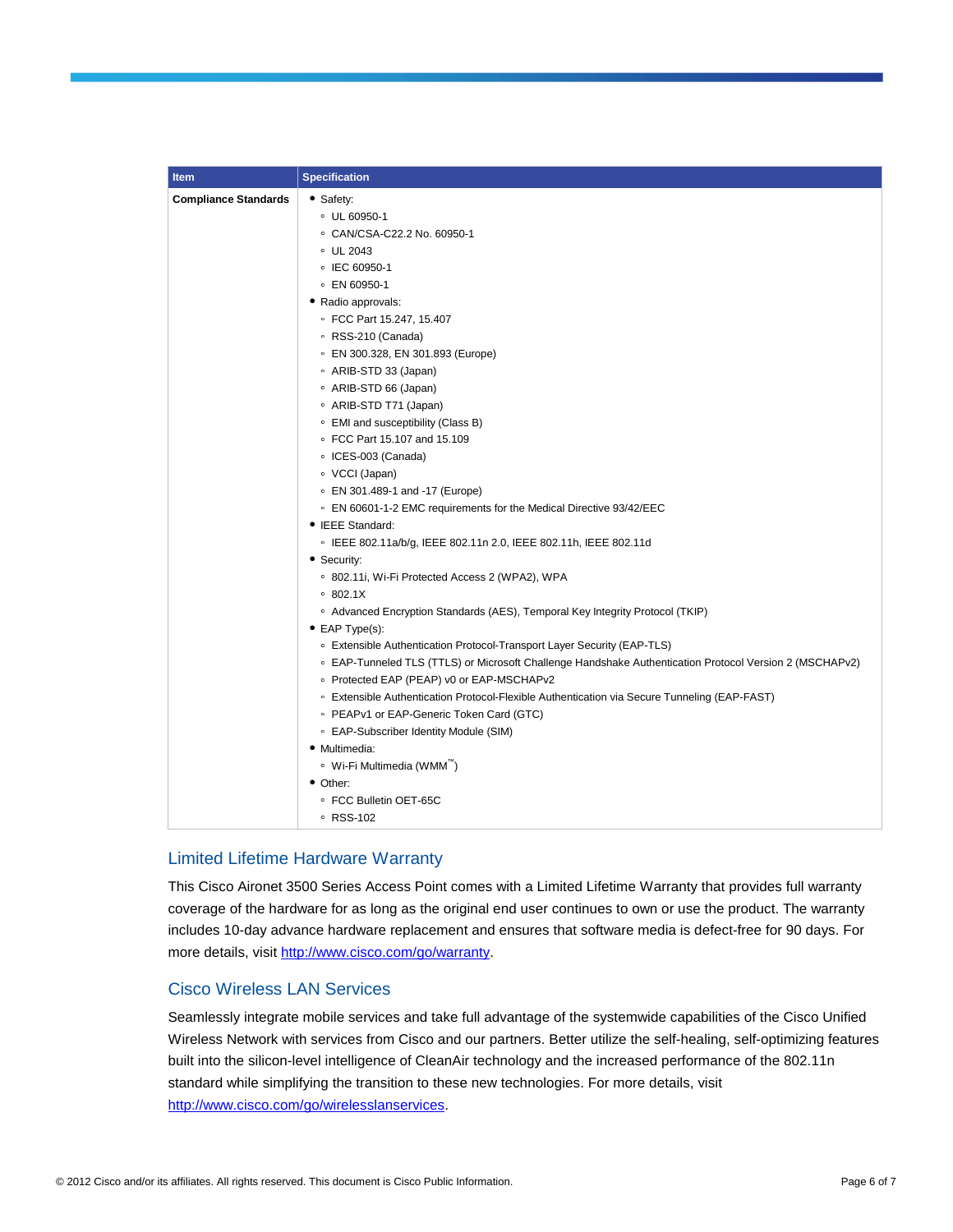| Item | Specification |
| --- | --- |
| **Compliance Standards** | • Safety:<br>◦ UL 60950-1<br>◦ CAN/CSA-C22.2 No. 60950-1<br>◦ UL 2043<br>◦ IEC 60950-1<br>◦ EN 60950-1<br>• Radio approvals:<br>◦ FCC Part 15.247, 15.407<br>◦ RSS-210 (Canada)<br>◦ EN 300.328, EN 301.893 (Europe)<br>◦ ARIB-STD 33 (Japan)<br>◦ ARIB-STD 66 (Japan)<br>◦ ARIB-STD T71 (Japan)<br>◦ EMI and susceptibility (Class B)<br>◦ FCC Part 15.107 and 15.109<br>◦ ICES-003 (Canada)<br>◦ VCCI (Japan)<br>◦ EN 301.489-1 and -17 (Europe)<br>◦ EN 60601-1-2 EMC requirements for the Medical Directive 93/42/EEC<br>• IEEE Standard:<br>◦ IEEE 802.11a/b/g, IEEE 802.11n 2.0, IEEE 802.11h, IEEE 802.11d<br>• Security:<br>◦ 802.11i, Wi-Fi Protected Access 2 (WPA2), WPA<br>◦ 802.1X<br>◦ Advanced Encryption Standards (AES), Temporal Key Integrity Protocol (TKIP)<br>• EAP Type(s):<br>◦ Extensible Authentication Protocol-Transport Layer Security (EAP-TLS)<br>◦ EAP-Tunneled TLS (TTLS) or Microsoft Challenge Handshake Authentication Protocol Version 2 (MSCHAPv2)<br>◦ Protected EAP (PEAP) v0 or EAP-MSCHAPv2<br>◦ Extensible Authentication Protocol-Flexible Authentication via Secure Tunneling (EAP-FAST)<br>◦ PEAPv1 or EAP-Generic Token Card (GTC)<br>◦ EAP-Subscriber Identity Module (SIM)<br>• Multimedia:<br>◦ Wi-Fi Multimedia (WMM™)<br>• Other:<br>◦ FCC Bulletin OET-65C<br>◦ RSS-102 |

## Limited Lifetime Hardware Warranty

This Cisco Aironet 3500 Series Access Point comes with a Limited Lifetime Warranty that provides full warranty coverage of the hardware for as long as the original end user continues to own or use the product. The warranty includes 10-day advance hardware replacement and ensures that software media is defect-free for 90 days. For more details, visit http://www.cisco.com/go/warranty.

## Cisco Wireless LAN Services

Seamlessly integrate mobile services and take full advantage of the systemwide capabilities of the Cisco Unified Wireless Network with services from Cisco and our partners. Better utilize the self-healing, self-optimizing features built into the silicon-level intelligence of CleanAir technology and the increased performance of the 802.11n standard while simplifying the transition to these new technologies. For more details, visit http://www.cisco.com/go/wirelesslanservices.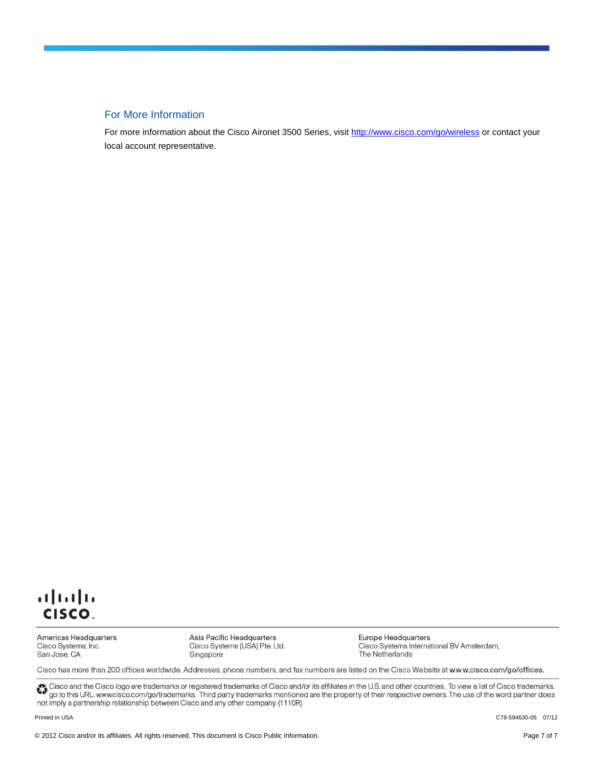## For More Information

For more information about the Cisco Aironet 3500 Series, visit [http://www.cisco.com/go/wireless](http://www.cisco.com/go/wireless) or contact your local account representative.

Americas Headquarters
Cisco Systems, Inc.
San Jose, CA

Asia Pacific Headquarters
Cisco Systems (USA) Pte. Ltd.
Singapore

Europe Headquarters
Cisco Systems International BV Amsterdam,
The Netherlands

Cisco has more than 200 offices worldwide. Addresses, phone numbers, and fax numbers are listed on the Cisco Website at **www.cisco.com/go/offices.**

Cisco and the Cisco logo are trademarks or registered trademarks of Cisco and/or its affiliates in the U.S. and other countries. To view a list of Cisco trademarks, go to this URL: www.cisco.com/go/trademarks. Third party trademarks mentioned are the property of their respective owners. The use of the word partner does not imply a partnership relationship between Cisco and any other company. (1110R)

Printed in USA

C78-594630-05 07/12